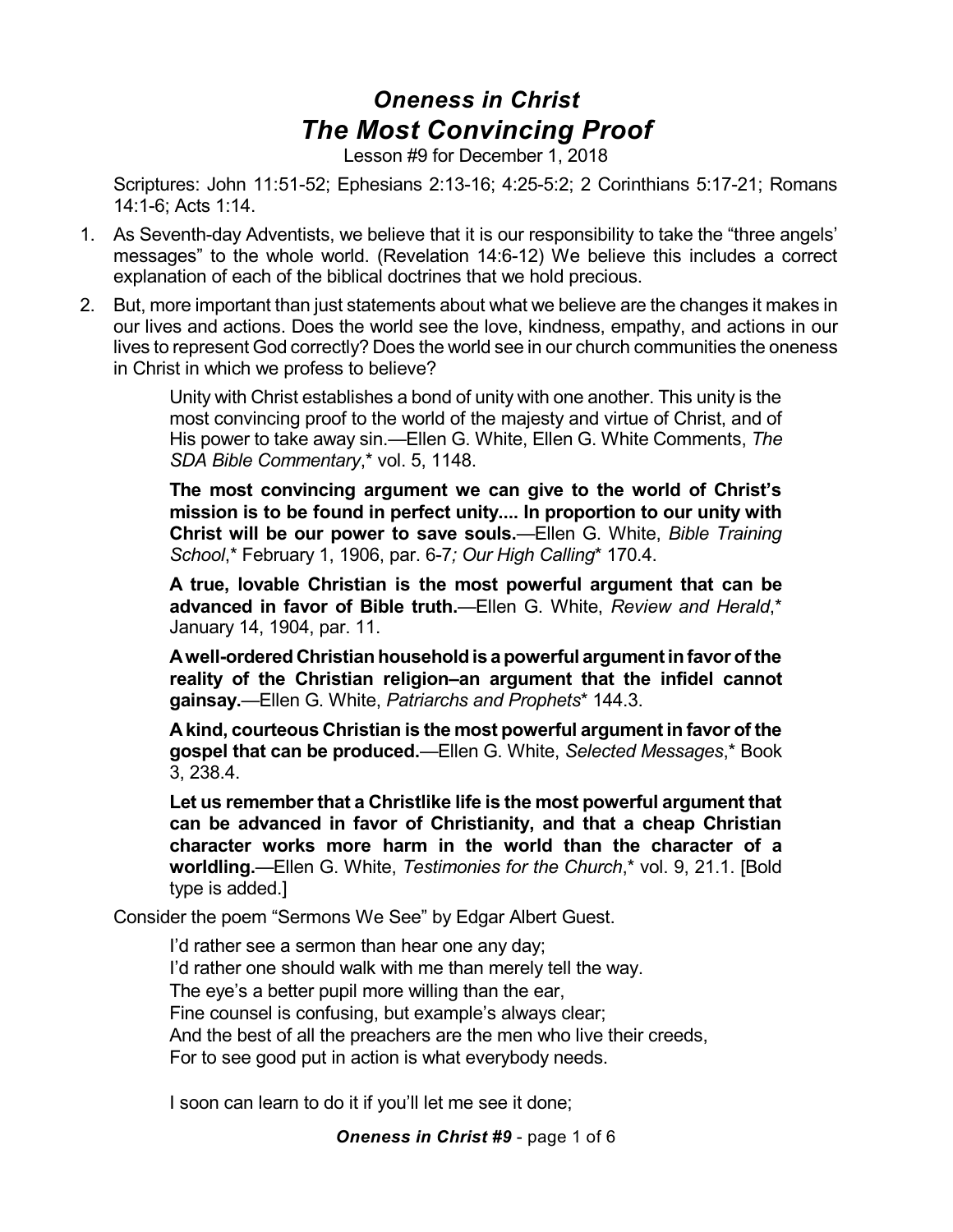# *Oneness in Christ*
# *The Most Convincing Proof*

Lesson #9 for December 1, 2018

Scriptures: John 11:51-52; Ephesians 2:13-16; 4:25-5:2; 2 Corinthians 5:17-21; Romans 14:1-6; Acts 1:14.

1. As Seventh-day Adventists, we believe that it is our responsibility to take the “three angels’ messages” to the whole world. (Revelation 14:6-12) We believe this includes a correct explanation of each of the biblical doctrines that we hold precious.
2. But, more important than just statements about what we believe are the changes it makes in our lives and actions. Does the world see the love, kindness, empathy, and actions in our lives to represent God correctly? Does the world see in our church communities the oneness in Christ in which we profess to believe?

> Unity with Christ establishes a bond of unity with one another. This unity is the most convincing proof to the world of the majesty and virtue of Christ, and of His power to take away sin.—Ellen G. White, Ellen G. White Comments, *The SDA Bible Commentary*,* vol. 5, 1148.
>
> **The most convincing argument we can give to the world of Christ’s mission is to be found in perfect unity.... In proportion to our unity with Christ will be our power to save souls.**—Ellen G. White, *Bible Training School*,* February 1, 1906, par. 6-7*; Our High Calling** 170.4.
>
> **A true, lovable Christian is the most powerful argument that can be advanced in favor of Bible truth.**—Ellen G. White, *Review and Herald*,* January 14, 1904, par. 11.
>
> **A well-ordered Christian household is a powerful argument in favor of the reality of the Christian religion–an argument that the infidel cannot gainsay.**—Ellen G. White, *Patriarchs and Prophets** 144.3.
>
> **A kind, courteous Christian is the most powerful argument in favor of the gospel that can be produced.**—Ellen G. White, *Selected Messages*,* Book 3, 238.4.
>
> **Let us remember that a Christlike life is the most powerful argument that can be advanced in favor of Christianity, and that a cheap Christian character works more harm in the world than the character of a worldling.**—Ellen G. White, *Testimonies for the Church*,* vol. 9, 21.1. [Bold type is added.]

Consider the poem “Sermons We See” by Edgar Albert Guest.

> I’d rather see a sermon than hear one any day;
> I’d rather one should walk with me than merely tell the way.
> The eye’s a better pupil more willing than the ear,
> Fine counsel is confusing, but example’s always clear;
> And the best of all the preachers are the men who live their creeds,
> For to see good put in action is what everybody needs.
>
> I soon can learn to do it if you’ll let me see it done;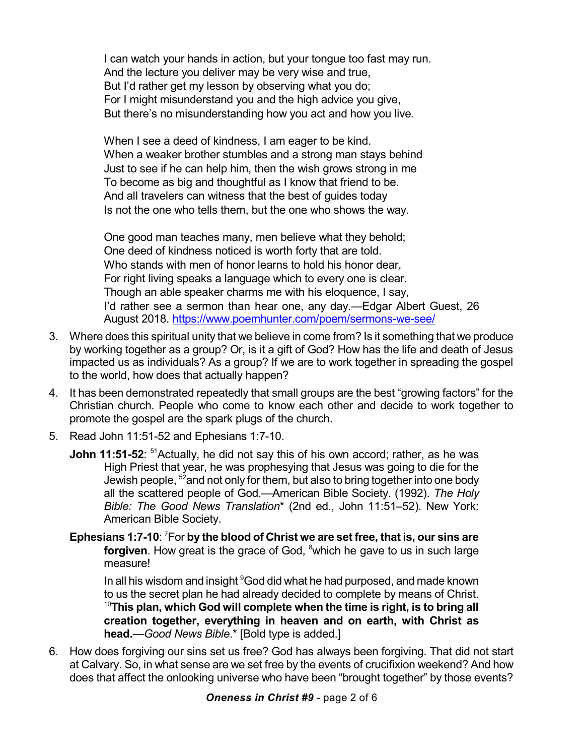I can watch your hands in action, but your tongue too fast may run.
And the lecture you deliver may be very wise and true,
But I'd rather get my lesson by observing what you do;
For I might misunderstand you and the high advice you give,
But there's no misunderstanding how you act and how you live.

When I see a deed of kindness, I am eager to be kind.
When a weaker brother stumbles and a strong man stays behind
Just to see if he can help him, then the wish grows strong in me
To become as big and thoughtful as I know that friend to be.
And all travelers can witness that the best of guides today
Is not the one who tells them, but the one who shows the way.

One good man teaches many, men believe what they behold;
One deed of kindness noticed is worth forty that are told.
Who stands with men of honor learns to hold his honor dear,
For right living speaks a language which to every one is clear.
Though an able speaker charms me with his eloquence, I say,
I'd rather see a sermon than hear one, any day.—Edgar Albert Guest, 26 August 2018. https://www.poemhunter.com/poem/sermons-we-see/

3. Where does this spiritual unity that we believe in come from? Is it something that we produce by working together as a group? Or, is it a gift of God? How has the life and death of Jesus impacted us as individuals? As a group? If we are to work together in spreading the gospel to the world, how does that actually happen?
4. It has been demonstrated repeatedly that small groups are the best "growing factors" for the Christian church. People who come to know each other and decide to work together to promote the gospel are the spark plugs of the church.
5. Read John 11:51-52 and Ephesians 1:7-10.

   **John 11:51-52**: [51]Actually, he did not say this of his own accord; rather, as he was High Priest that year, he was prophesying that Jesus was going to die for the Jewish people, [52]and not only for them, but also to bring together into one body all the scattered people of God.—American Bible Society. (1992). *The Holy Bible: The Good News Translation*\* (2nd ed., John 11:51–52). New York: American Bible Society.

   **Ephesians 1:7-10**: [7]For **by the blood of Christ we are set free, that is, our sins are forgiven**. How great is the grace of God, [8]which he gave to us in such large measure!

   In all his wisdom and insight [9]God did what he had purposed, and made known to us the secret plan he had already decided to complete by means of Christ. [10]**This plan, which God will complete when the time is right, is to bring all creation together, everything in heaven and on earth, with Christ as head.**—*Good News Bible*.\* [Bold type is added.]

6. How does forgiving our sins set us free? God has always been forgiving. That did not start at Calvary. So, in what sense are we set free by the events of crucifixion weekend? And how does that affect the onlooking universe who have been "brought together" by those events?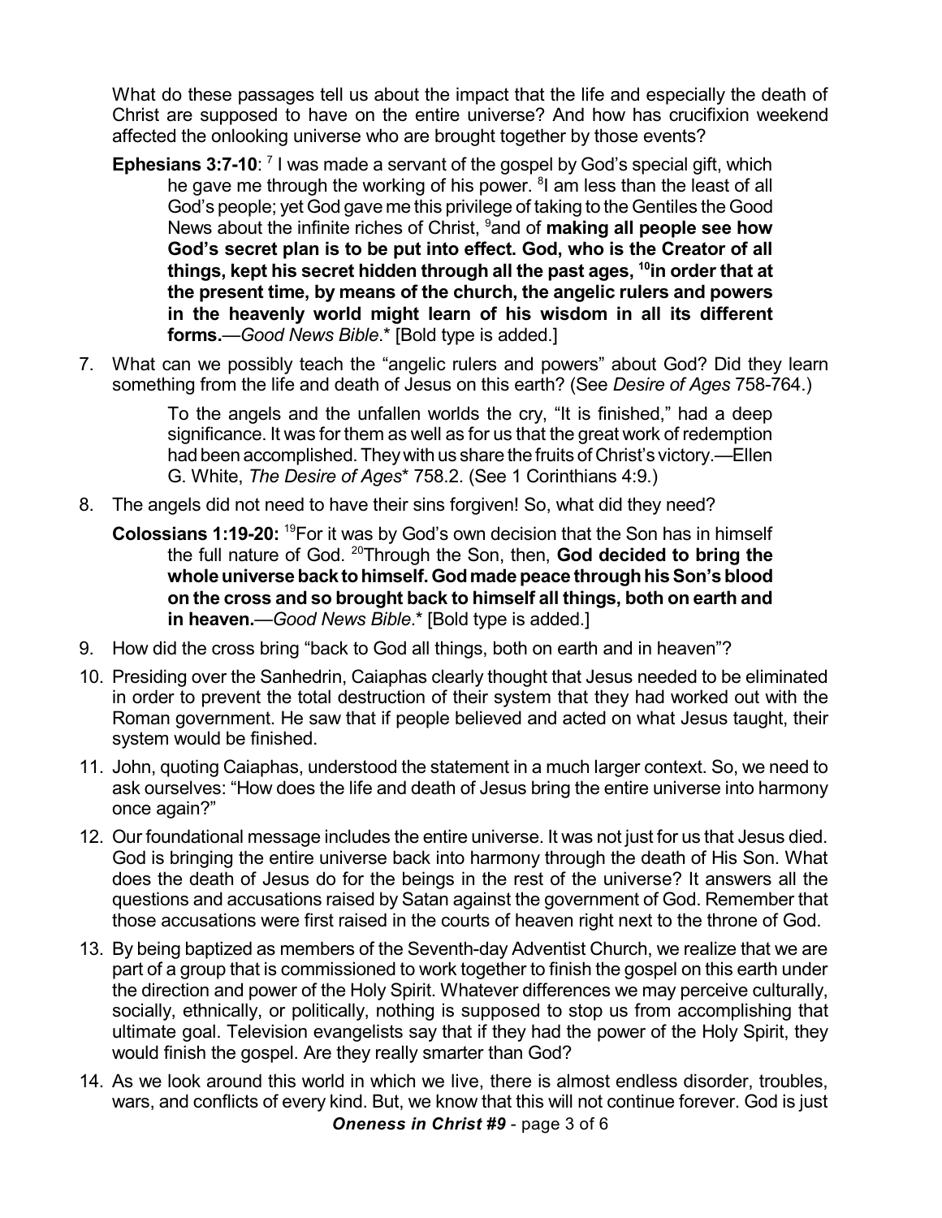What do these passages tell us about the impact that the life and especially the death of Christ are supposed to have on the entire universe? And how has crucifixion weekend affected the onlooking universe who are brought together by those events?

**Ephesians 3:7-10**: [7] I was made a servant of the gospel by God's special gift, which he gave me through the working of his power. [8]I am less than the least of all God's people; yet God gave me this privilege of taking to the Gentiles the Good News about the infinite riches of Christ, [9]and of **making all people see how God's secret plan is to be put into effect. God, who is the Creator of all things, kept his secret hidden through all the past ages, [10]in order that at the present time, by means of the church, the angelic rulers and powers in the heavenly world might learn of his wisdom in all its different forms.**—*Good News Bible*.* [Bold type is added.]

7. What can we possibly teach the "angelic rulers and powers" about God? Did they learn something from the life and death of Jesus on this earth? (See *Desire of Ages* 758-764.)

   > To the angels and the unfallen worlds the cry, "It is finished," had a deep significance. It was for them as well as for us that the great work of redemption had been accomplished. They with us share the fruits of Christ's victory.—Ellen G. White, *The Desire of Ages** 758.2. (See 1 Corinthians 4:9.)

8. The angels did not need to have their sins forgiven! So, what did they need?

   **Colossians 1:19-20:** [19]For it was by God's own decision that the Son has in himself the full nature of God. [20]Through the Son, then, **God decided to bring the whole universe back to himself. God made peace through his Son's blood on the cross and so brought back to himself all things, both on earth and in heaven.**—*Good News Bible*.* [Bold type is added.]

9. How did the cross bring "back to God all things, both on earth and in heaven"?

10. Presiding over the Sanhedrin, Caiaphas clearly thought that Jesus needed to be eliminated in order to prevent the total destruction of their system that they had worked out with the Roman government. He saw that if people believed and acted on what Jesus taught, their system would be finished.

11. John, quoting Caiaphas, understood the statement in a much larger context. So, we need to ask ourselves: "How does the life and death of Jesus bring the entire universe into harmony once again?"

12. Our foundational message includes the entire universe. It was not just for us that Jesus died. God is bringing the entire universe back into harmony through the death of His Son. What does the death of Jesus do for the beings in the rest of the universe? It answers all the questions and accusations raised by Satan against the government of God. Remember that those accusations were first raised in the courts of heaven right next to the throne of God.

13. By being baptized as members of the Seventh-day Adventist Church, we realize that we are part of a group that is commissioned to work together to finish the gospel on this earth under the direction and power of the Holy Spirit. Whatever differences we may perceive culturally, socially, ethnically, or politically, nothing is supposed to stop us from accomplishing that ultimate goal. Television evangelists say that if they had the power of the Holy Spirit, they would finish the gospel. Are they really smarter than God?

14. As we look around this world in which we live, there is almost endless disorder, troubles, wars, and conflicts of every kind. But, we know that this will not continue forever. God is just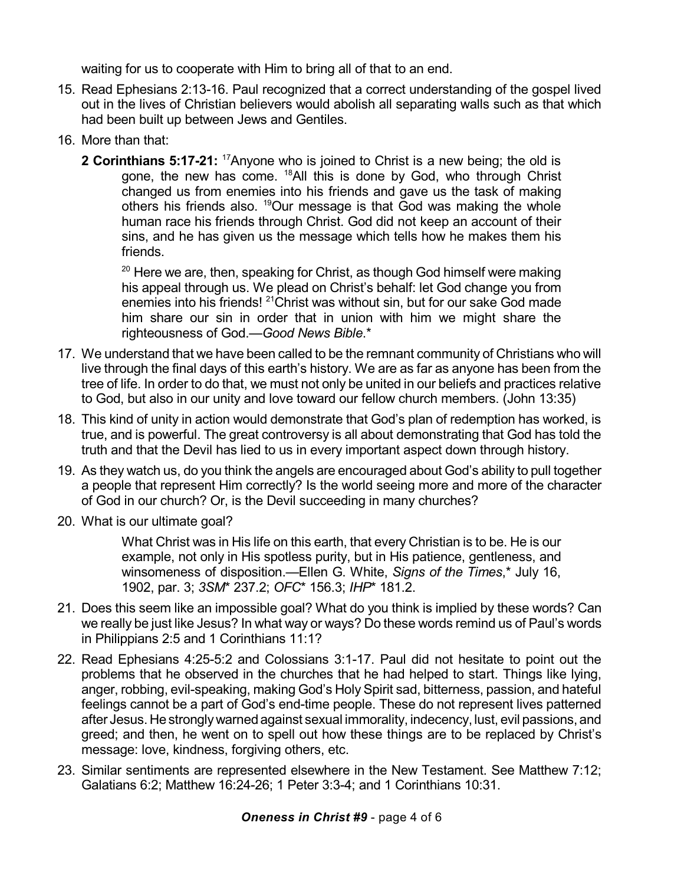waiting for us to cooperate with Him to bring all of that to an end.

15. Read Ephesians 2:13-16. Paul recognized that a correct understanding of the gospel lived out in the lives of Christian believers would abolish all separating walls such as that which had been built up between Jews and Gentiles.

16. More than that:

    **2 Corinthians 5:17-21:** [17]Anyone who is joined to Christ is a new being; the old is gone, the new has come. [18]All this is done by God, who through Christ changed us from enemies into his friends and gave us the task of making others his friends also. [19]Our message is that God was making the whole human race his friends through Christ. God did not keep an account of their sins, and he has given us the message which tells how he makes them his friends.

    [20] Here we are, then, speaking for Christ, as though God himself were making his appeal through us. We plead on Christ's behalf: let God change you from enemies into his friends! [21]Christ was without sin, but for our sake God made him share our sin in order that in union with him we might share the righteousness of God.—*Good News Bible*.*

17. We understand that we have been called to be the remnant community of Christians who will live through the final days of this earth's history. We are as far as anyone has been from the tree of life. In order to do that, we must not only be united in our beliefs and practices relative to God, but also in our unity and love toward our fellow church members. (John 13:35)

18. This kind of unity in action would demonstrate that God's plan of redemption has worked, is true, and is powerful. The great controversy is all about demonstrating that God has told the truth and that the Devil has lied to us in every important aspect down through history.

19. As they watch us, do you think the angels are encouraged about God's ability to pull together a people that represent Him correctly? Is the world seeing more and more of the character of God in our church? Or, is the Devil succeeding in many churches?

20. What is our ultimate goal?

    What Christ was in His life on this earth, that every Christian is to be. He is our example, not only in His spotless purity, but in His patience, gentleness, and winsomeness of disposition.—Ellen G. White, *Signs of the Times*,* July 16, 1902, par. 3; *3SM** 237.2; *OFC** 156.3; *IHP** 181.2.

21. Does this seem like an impossible goal? What do you think is implied by these words? Can we really be just like Jesus? In what way or ways? Do these words remind us of Paul's words in Philippians 2:5 and 1 Corinthians 11:1?

22. Read Ephesians 4:25-5:2 and Colossians 3:1-17. Paul did not hesitate to point out the problems that he observed in the churches that he had helped to start. Things like lying, anger, robbing, evil-speaking, making God's Holy Spirit sad, bitterness, passion, and hateful feelings cannot be a part of God's end-time people. These do not represent lives patterned after Jesus. He strongly warned against sexual immorality, indecency, lust, evil passions, and greed; and then, he went on to spell out how these things are to be replaced by Christ's message: love, kindness, forgiving others, etc.

23. Similar sentiments are represented elsewhere in the New Testament. See Matthew 7:12; Galatians 6:2; Matthew 16:24-26; 1 Peter 3:3-4; and 1 Corinthians 10:31.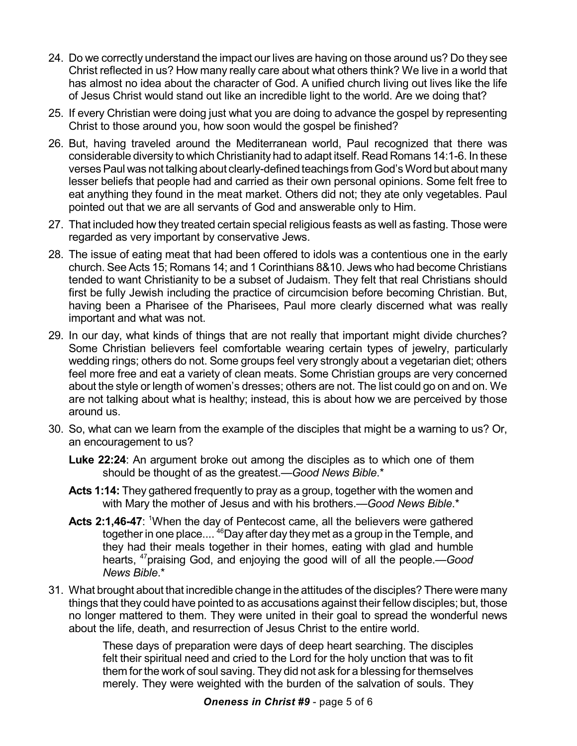24. Do we correctly understand the impact our lives are having on those around us? Do they see Christ reflected in us? How many really care about what others think? We live in a world that has almost no idea about the character of God. A unified church living out lives like the life of Jesus Christ would stand out like an incredible light to the world. Are we doing that?

25. If every Christian were doing just what you are doing to advance the gospel by representing Christ to those around you, how soon would the gospel be finished?

26. But, having traveled around the Mediterranean world, Paul recognized that there was considerable diversity to which Christianity had to adapt itself. Read Romans 14:1-6. In these verses Paul was not talking about clearly-defined teachings from God's Word but about many lesser beliefs that people had and carried as their own personal opinions. Some felt free to eat anything they found in the meat market. Others did not; they ate only vegetables. Paul pointed out that we are all servants of God and answerable only to Him.

27. That included how they treated certain special religious feasts as well as fasting. Those were regarded as very important by conservative Jews.

28. The issue of eating meat that had been offered to idols was a contentious one in the early church. See Acts 15; Romans 14; and 1 Corinthians 8&10. Jews who had become Christians tended to want Christianity to be a subset of Judaism. They felt that real Christians should first be fully Jewish including the practice of circumcision before becoming Christian. But, having been a Pharisee of the Pharisees, Paul more clearly discerned what was really important and what was not.

29. In our day, what kinds of things that are not really that important might divide churches? Some Christian believers feel comfortable wearing certain types of jewelry, particularly wedding rings; others do not. Some groups feel very strongly about a vegetarian diet; others feel more free and eat a variety of clean meats. Some Christian groups are very concerned about the style or length of women's dresses; others are not. The list could go on and on. We are not talking about what is healthy; instead, this is about how we are perceived by those around us.

30. So, what can we learn from the example of the disciples that might be a warning to us? Or, an encouragement to us?

    **Luke 22:24**: An argument broke out among the disciples as to which one of them should be thought of as the greatest.—*Good News Bible*.*

    **Acts 1:14:** They gathered frequently to pray as a group, together with the women and with Mary the mother of Jesus and with his brothers.—*Good News Bible*.*

    **Acts 2:1,46-47**: [1]When the day of Pentecost came, all the believers were gathered together in one place.... [46]Day after day they met as a group in the Temple, and they had their meals together in their homes, eating with glad and humble hearts, [47]praising God, and enjoying the good will of all the people.—*Good News Bible*.*

31. What brought about that incredible change in the attitudes of the disciples? There were many things that they could have pointed to as accusations against their fellow disciples; but, those no longer mattered to them. They were united in their goal to spread the wonderful news about the life, death, and resurrection of Jesus Christ to the entire world.

    > These days of preparation were days of deep heart searching. The disciples felt their spiritual need and cried to the Lord for the holy unction that was to fit them for the work of soul saving. They did not ask for a blessing for themselves merely. They were weighted with the burden of the salvation of souls. They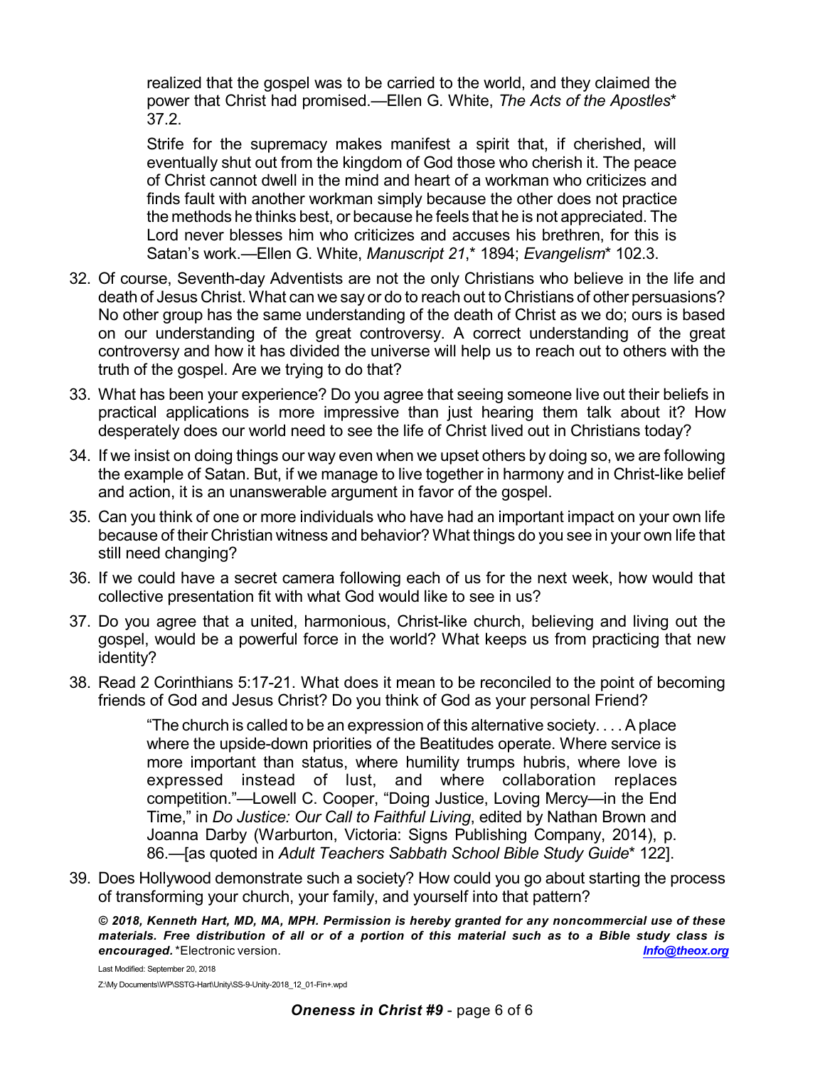realized that the gospel was to be carried to the world, and they claimed the power that Christ had promised.—Ellen G. White, *The Acts of the Apostles** 37.2.

> Strife for the supremacy makes manifest a spirit that, if cherished, will eventually shut out from the kingdom of God those who cherish it. The peace of Christ cannot dwell in the mind and heart of a workman who criticizes and finds fault with another workman simply because the other does not practice the methods he thinks best, or because he feels that he is not appreciated. The Lord never blesses him who criticizes and accuses his brethren, for this is Satan's work.—Ellen G. White, *Manuscript 21*,* 1894; *Evangelism** 102.3.

32. Of course, Seventh-day Adventists are not the only Christians who believe in the life and death of Jesus Christ. What can we say or do to reach out to Christians of other persuasions? No other group has the same understanding of the death of Christ as we do; ours is based on our understanding of the great controversy. A correct understanding of the great controversy and how it has divided the universe will help us to reach out to others with the truth of the gospel. Are we trying to do that?
33. What has been your experience? Do you agree that seeing someone live out their beliefs in practical applications is more impressive than just hearing them talk about it? How desperately does our world need to see the life of Christ lived out in Christians today?
34. If we insist on doing things our way even when we upset others by doing so, we are following the example of Satan. But, if we manage to live together in harmony and in Christ-like belief and action, it is an unanswerable argument in favor of the gospel.
35. Can you think of one or more individuals who have had an important impact on your own life because of their Christian witness and behavior? What things do you see in your own life that still need changing?
36. If we could have a secret camera following each of us for the next week, how would that collective presentation fit with what God would like to see in us?
37. Do you agree that a united, harmonious, Christ-like church, believing and living out the gospel, would be a powerful force in the world? What keeps us from practicing that new identity?
38. Read 2 Corinthians 5:17-21. What does it mean to be reconciled to the point of becoming friends of God and Jesus Christ? Do you think of God as your personal Friend?

> "The church is called to be an expression of this alternative society. . . . A place where the upside-down priorities of the Beatitudes operate. Where service is more important than status, where humility trumps hubris, where love is expressed instead of lust, and where collaboration replaces competition."—Lowell C. Cooper, "Doing Justice, Loving Mercy—in the End Time," in *Do Justice: Our Call to Faithful Living*, edited by Nathan Brown and Joanna Darby (Warburton, Victoria: Signs Publishing Company, 2014), p. 86.—[as quoted in *Adult Teachers Sabbath School Bible Study Guide** 122].

39. Does Hollywood demonstrate such a society? How could you go about starting the process of transforming your church, your family, and yourself into that pattern?

***© 2018, Kenneth Hart, MD, MA, MPH. Permission is hereby granted for any noncommercial use of these materials. Free distribution of all or of a portion of this material such as to a Bible study class is encouraged.*** *Electronic version. ***Info@theox.org***

Last Modified: September 20, 2018

Z:\My Documents\WP\SSTG-Hart\Unity\SS-9-Unity-2018_12_01-Fin+.wpd